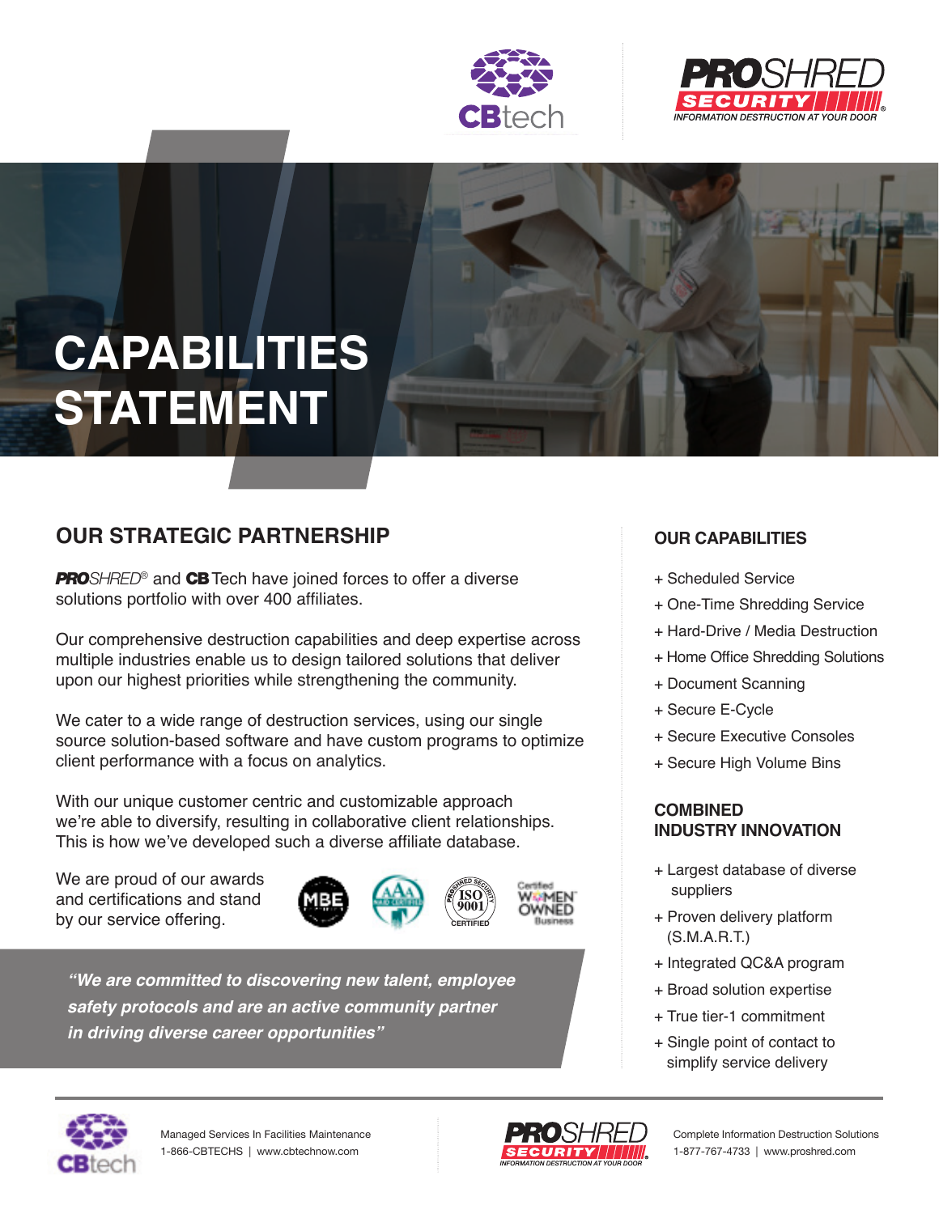# CAPABILITIES STATEMENT

## OUR STRATEGIC PARTNERSHIP

***PRO**SHRED*® and **CB** Tech have joined forces to offer a diverse solutions portfolio with over 400 affiliates.

Our comprehensive destruction capabilities and deep expertise across multiple industries enable us to design tailored solutions that deliver upon our highest priorities while strengthening the community.

We cater to a wide range of destruction services, using our single source solution-based software and have custom programs to optimize client performance with a focus on analytics.

With our unique customer centric and customizable approach we're able to diversify, resulting in collaborative client relationships. This is how we've developed such a diverse affiliate database.

We are proud of our awards and certifications and stand by our service offering.

MBE | AAA NAID Certified | ProShred Security ISO 9001 Certified | Certified Women Owned Business

***"We are committed to discovering new talent, employee safety protocols and are an active community partner in driving diverse career opportunities"***

## OUR CAPABILITIES

+ Scheduled Service
+ One-Time Shredding Service
+ Hard-Drive / Media Destruction
+ Home Office Shredding Solutions
+ Document Scanning
+ Secure E-Cycle
+ Secure Executive Consoles
+ Secure High Volume Bins

## COMBINED INDUSTRY INNOVATION

+ Largest database of diverse suppliers
+ Proven delivery platform (S.M.A.R.T.)
+ Integrated QC&A program
+ Broad solution expertise
+ True tier-1 commitment
+ Single point of contact to simplify service delivery

---

**CBtech** — Managed Services In Facilities Maintenance
1-866-CBTECHS | www.cbtechnow.com

**PROSHRED SECURITY** — INFORMATION DESTRUCTION AT YOUR DOOR
Complete Information Destruction Solutions
1-877-767-4733 | www.proshred.com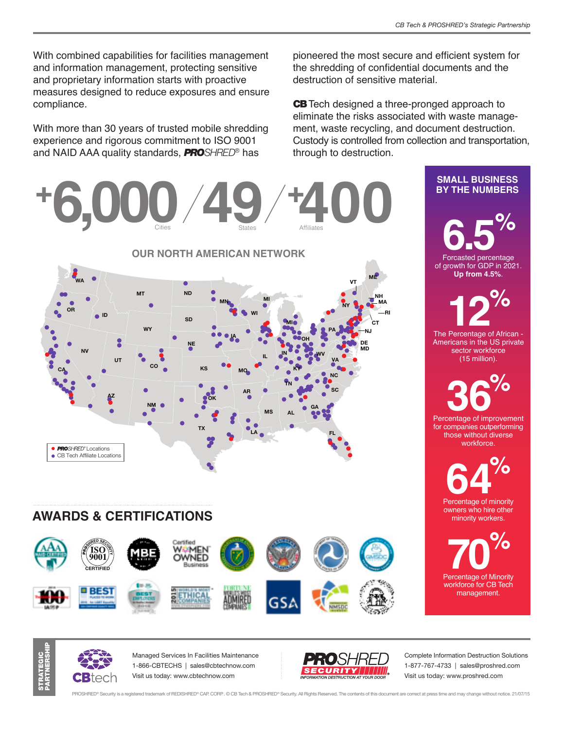With combined capabilities for facilities management and information management, protecting sensitive and proprietary information starts with proactive measures designed to reduce exposures and ensure compliance.

With more than 30 years of trusted mobile shredding experience and rigorous commitment to ISO 9001 and NAID AAA quality standards, ***PRO**SHRED*® has pioneered the most secure and efficient system for the shredding of confidential documents and the destruction of sensitive material.

**CB** Tech designed a three-pronged approach to eliminate the risks associated with waste management, waste recycling, and document destruction. Custody is controlled from collection and transportation, through to destruction.

+6,000 Cities / 49 States / +400 Affiliates

## OUR NORTH AMERICAN NETWORK

WA, OR, CA, NV, ID, MT, WY, UT, AZ, CO, NM, ND, SD, NE, KS, OK, TX, MN, IA, MO, AR, LA, WI, IL, MI, IN, KY, TN, MS, AL, OH, WV, VA, NC, SC, GA, FL, PA, NY, VT, ME, NH, MA, RI, CT, NJ, DE, MD

- ***PRO**SHRED*® Locations
- CB Tech Affiliate Locations

## SMALL BUSINESS BY THE NUMBERS

**6.5%**
Forcasted percentage of growth for GDP in 2021. **Up from 4.5%**.

**12%**
The Percentage of African - Americans in the US private sector workforce (15 million).

**36%**
Percentage of improvement for companies outperforming those without diverse workforce.

**64%**
Percentage of minority owners who hire other minority workers.

**70%**
Percentage of Minority workforce for CB Tech management.

## AWARDS & CERTIFICATIONS

STRATEGIC PARTNERSHIP

**CBtech**
Managed Services In Facilities Maintenance
1-866-CBTECHS | sales@cbtechnow.com
Visit us today: www.cbtechnow.com

**PROSHRED SECURITY** — INFORMATION DESTRUCTION AT YOUR DOOR
Complete Information Destruction Solutions
1-877-767-4733 | sales@proshred.com
Visit us today: www.proshred.com

PROSHRED® Security is a registered trademark of REDISHRED® CAP. CORP. © CB Tech & PROSHRED® Security. All Rights Reserved. The contents of this document are correct at press time and may change without notice. 21/07/15